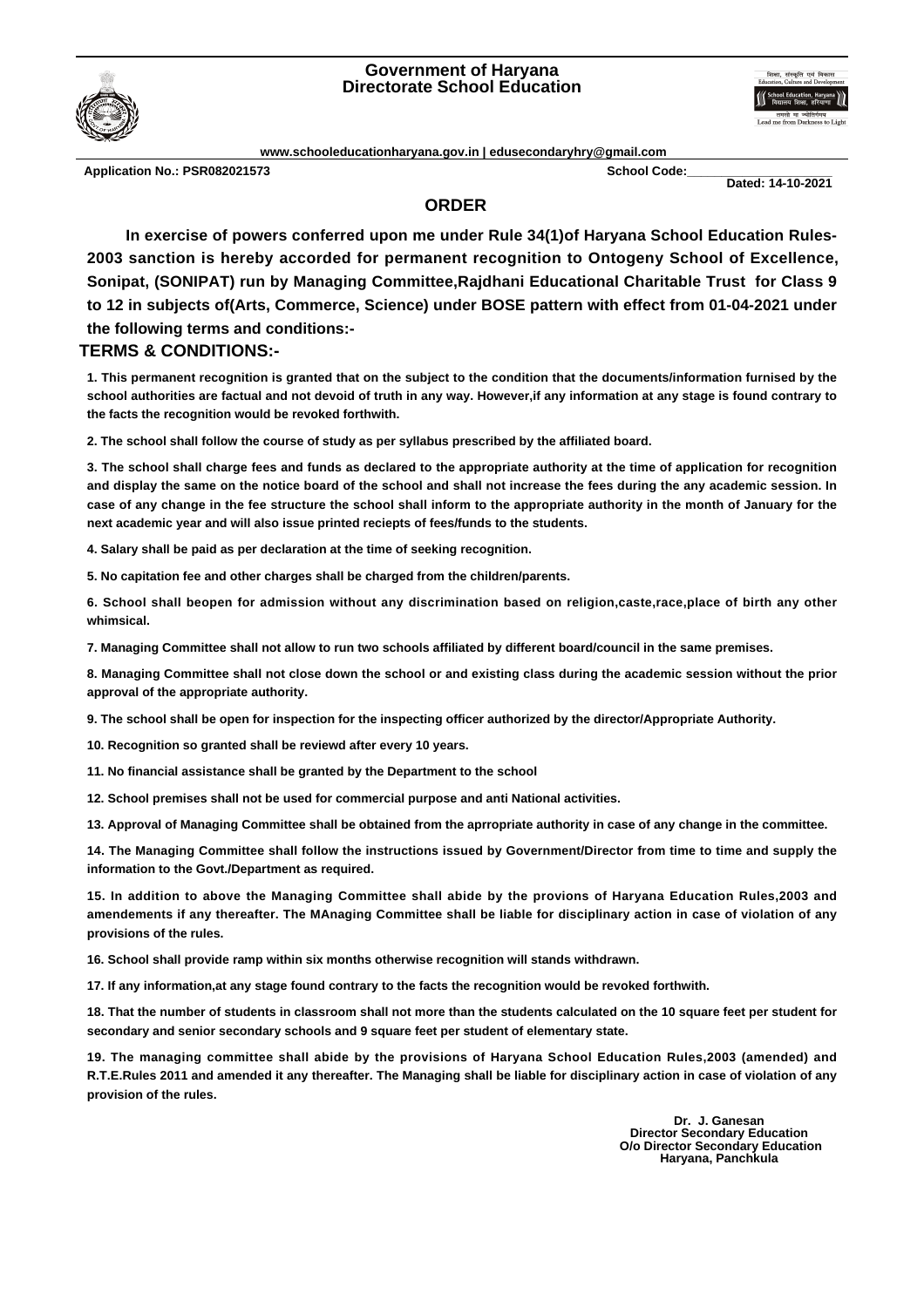# Government of Haryana
## Directorate School Education

www.schooleducationharyana.gov.in | edusecondaryhry@gmail.com

**Application No.: PSR082021573** **School Code:**

**Dated: 14-10-2021**

## ORDER

**In exercise of powers conferred upon me under Rule 34(1)of Haryana School Education Rules-2003 sanction is hereby accorded for permanent recognition to Ontogeny School of Excellence, Sonipat, (SONIPAT) run by Managing Committee,Rajdhani Educational Charitable Trust for Class 9 to 12 in subjects of(Arts, Commerce, Science) under BOSE pattern with effect from 01-04-2021 under the following terms and conditions:-**

### TERMS & CONDITIONS:-

**1. This permanent recognition is granted that on the subject to the condition that the documents/information furnished by the school authorities are factual and not devoid of truth in any way. However,if any information at any stage is found contrary to the facts the recognition would be revoked forthwith.**

**2. The school shall follow the course of study as per syllabus prescribed by the affiliated board.**

**3. The school shall charge fees and funds as declared to the appropriate authority at the time of application for recognition and display the same on the notice board of the school and shall not increase the fees during the any academic session. In case of any change in the fee structure the school shall inform to the appropriate authority in the month of January for the next academic year and will also issue printed reciepts of fees/funds to the students.**

**4. Salary shall be paid as per declaration at the time of seeking recognition.**

**5. No capitation fee and other charges shall be charged from the children/parents.**

**6. School shall beopen for admission without any discrimination based on religion,caste,race,place of birth any other whimsical.**

**7. Managing Committee shall not allow to run two schools affiliated by different board/council in the same premises.**

**8. Managing Committee shall not close down the school or and existing class during the academic session without the prior approval of the appropriate authority.**

**9. The school shall be open for inspection for the inspecting officer authorized by the director/Appropriate Authority.**

**10. Recognition so granted shall be reviewd after every 10 years.**

**11. No financial assistance shall be granted by the Department to the school**

**12. School premises shall not be used for commercial purpose and anti National activities.**

**13. Approval of Managing Committee shall be obtained from the aprropriate authority in case of any change in the committee.**

**14. The Managing Committee shall follow the instructions issued by Government/Director from time to time and supply the information to the Govt./Department as required.**

**15. In addition to above the Managing Committee shall abide by the provions of Haryana Education Rules,2003 and amendements if any thereafter. The MAnaging Committee shall be liable for disciplinary action in case of violation of any provisions of the rules.**

**16. School shall provide ramp within six months otherwise recognition will stands withdrawn.**

**17. If any information,at any stage found contrary to the facts the recognition would be revoked forthwith.**

**18. That the number of students in classroom shall not more than the students calculated on the 10 square feet per student for secondary and senior secondary schools and 9 square feet per student of elementary state.**

**19. The managing committee shall abide by the provisions of Haryana School Education Rules,2003 (amended) and R.T.E.Rules 2011 and amended it any thereafter. The Managing shall be liable for disciplinary action in case of violation of any provision of the rules.**

**Dr. J. Ganesan**
**Director Secondary Education**
**O/o Director Secondary Education**
**Haryana, Panchkula**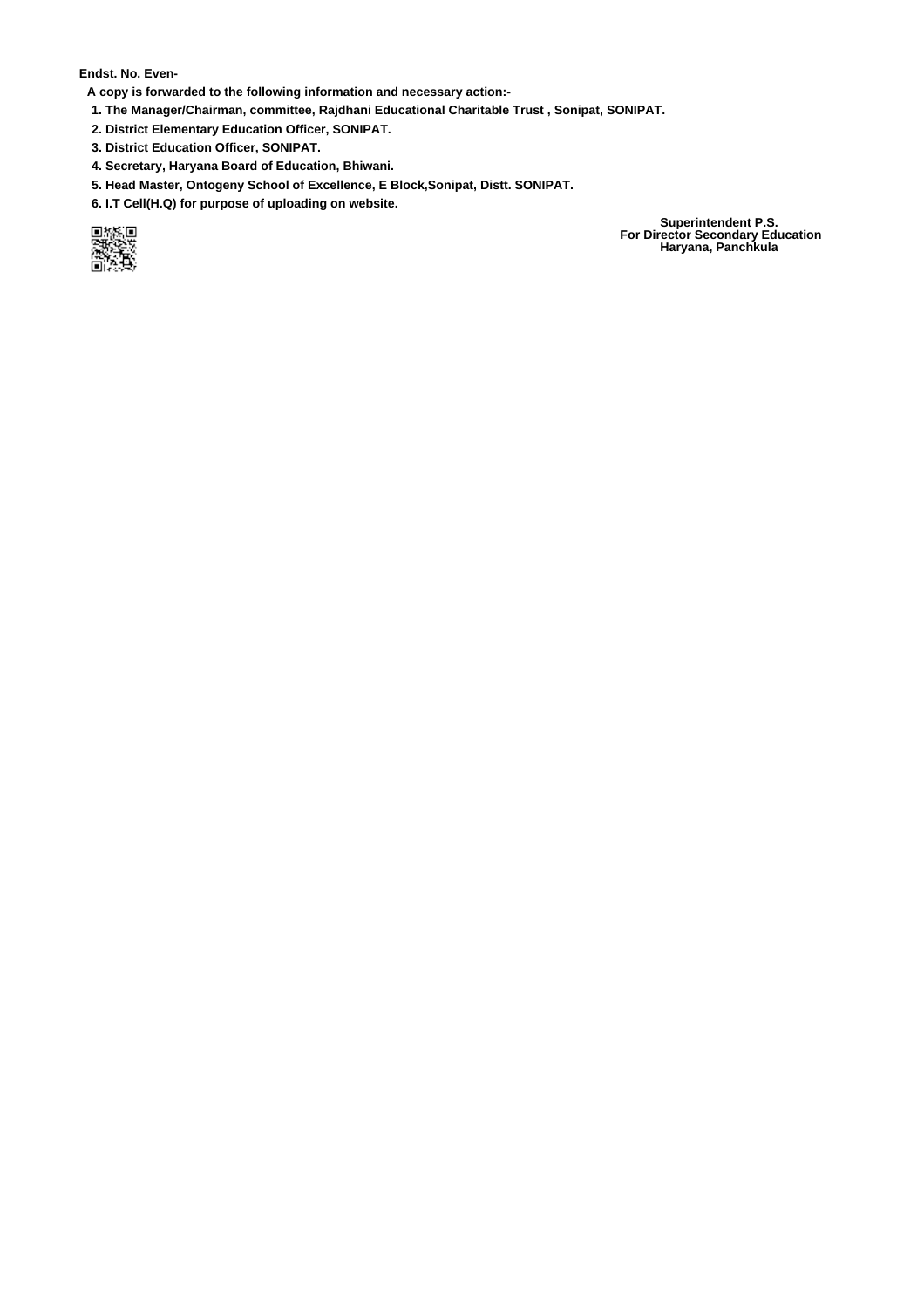**Endst. No. Even-**

**A copy is forwarded to the following information and necessary action:-**

1. **The Manager/Chairman, committee, Rajdhani Educational Charitable Trust , Sonipat, SONIPAT.**
2. **District Elementary Education Officer, SONIPAT.**
3. **District Education Officer, SONIPAT.**
4. **Secretary, Haryana Board of Education, Bhiwani.**
5. **Head Master, Ontogeny School of Excellence, E Block,Sonipat, Distt. SONIPAT.**
6. **I.T Cell(H.Q) for purpose of uploading on website.**

**Superintendent P.S.**
**For Director Secondary Education**
**Haryana, Panchkula**